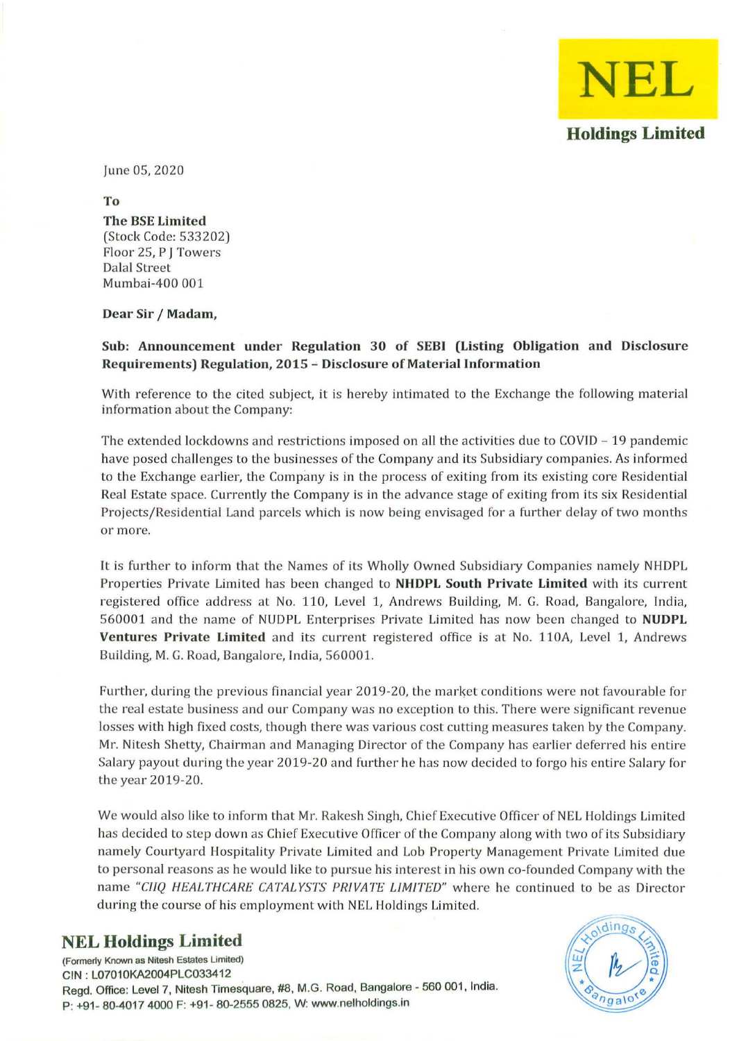**NEL**

**Holdings Limited**

June 05, 2020

**To**

**The BSE Limited**
(Stock Code: 533202)
Floor 25, P J Towers
Dalal Street
Mumbai-400 001

**Dear Sir / Madam,**

**Sub: Announcement under Regulation 30 of SEBI (Listing Obligation and Disclosure Requirements) Regulation, 2015 – Disclosure of Material Information**

With reference to the cited subject, it is hereby intimated to the Exchange the following material information about the Company:

The extended lockdowns and restrictions imposed on all the activities due to COVID – 19 pandemic have posed challenges to the businesses of the Company and its Subsidiary companies. As informed to the Exchange earlier, the Company is in the process of exiting from its existing core Residential Real Estate space. Currently the Company is in the advance stage of exiting from its six Residential Projects/Residential Land parcels which is now being envisaged for a further delay of two months or more.

It is further to inform that the Names of its Wholly Owned Subsidiary Companies namely NHDPL Properties Private Limited has been changed to **NHDPL South Private Limited** with its current registered office address at No. 110, Level 1, Andrews Building, M. G. Road, Bangalore, India, 560001 and the name of NUDPL Enterprises Private Limited has now been changed to **NUDPL Ventures Private Limited** and its current registered office is at No. 110A, Level 1, Andrews Building, M. G. Road, Bangalore, India, 560001.

Further, during the previous financial year 2019-20, the market conditions were not favourable for the real estate business and our Company was no exception to this. There were significant revenue losses with high fixed costs, though there was various cost cutting measures taken by the Company. Mr. Nitesh Shetty, Chairman and Managing Director of the Company has earlier deferred his entire Salary payout during the year 2019-20 and further he has now decided to forgo his entire Salary for the year 2019-20.

We would also like to inform that Mr. Rakesh Singh, Chief Executive Officer of NEL Holdings Limited has decided to step down as Chief Executive Officer of the Company along with two of its Subsidiary namely Courtyard Hospitality Private Limited and Lob Property Management Private Limited due to personal reasons as he would like to pursue his interest in his own co-founded Company with the name "*CIIQ HEALTHCARE CATALYSTS PRIVATE LIMITED*" where he continued to be as Director during the course of his employment with NEL Holdings Limited.

**NEL Holdings Limited**
(Formerly Known as Nitesh Estates Limited)
CIN : L07010KA2004PLC033412
Regd. Office: Level 7, Nitesh Timesquare, #8, M.G. Road, Bangalore - 560 001, India.
P: +91- 80-4017 4000 F: +91- 80-2555 0825, W: www.nelholdings.in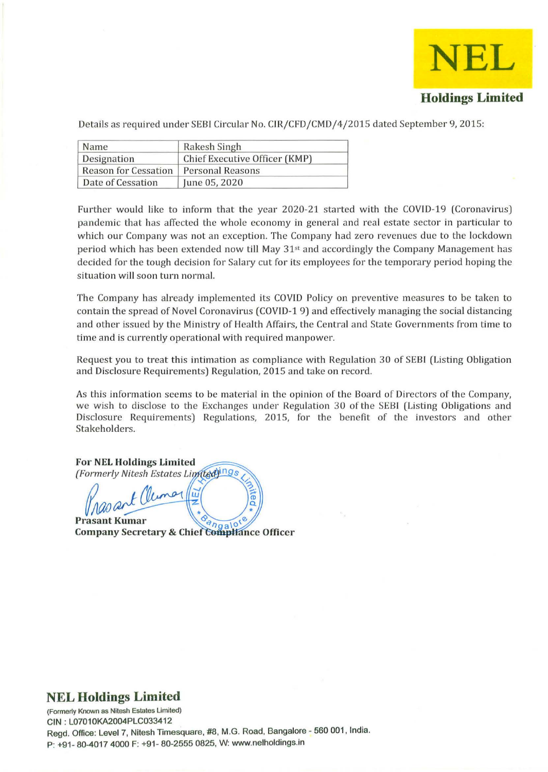# NEL

**Holdings Limited**

Details as required under SEBI Circular No. CIR/CFD/CMD/4/2015 dated September 9, 2015:

| | |
|---|---|
| Name | Rakesh Singh |
| Designation | Chief Executive Officer (KMP) |
| Reason for Cessation | Personal Reasons |
| Date of Cessation | June 05, 2020 |

Further would like to inform that the year 2020-21 started with the COVID-19 (Coronavirus) pandemic that has affected the whole economy in general and real estate sector in particular to which our Company was not an exception. The Company had zero revenues due to the lockdown period which has been extended now till May 31st and accordingly the Company Management has decided for the tough decision for Salary cut for its employees for the temporary period hoping the situation will soon turn normal.

The Company has already implemented its COVID Policy on preventive measures to be taken to contain the spread of Novel Coronavirus (COVID-1 9) and effectively managing the social distancing and other issued by the Ministry of Health Affairs, the Central and State Governments from time to time and is currently operational with required manpower.

Request you to treat this intimation as compliance with Regulation 30 of SEBI (Listing Obligation and Disclosure Requirements) Regulation, 2015 and take on record.

As this information seems to be material in the opinion of the Board of Directors of the Company, we wish to disclose to the Exchanges under Regulation 30 of the SEBI (Listing Obligations and Disclosure Requirements) Regulations, 2015, for the benefit of the investors and other Stakeholders.

**For NEL Holdings Limited**
*(Formerly Nitesh Estates Limited)*

**Prasant Kumar**
**Company Secretary & Chief Compliance Officer**

**NEL Holdings Limited**
(Formerly Known as Nitesh Estates Limited)
CIN : L07010KA2004PLC033412
Regd. Office: Level 7, Nitesh Timesquare, #8, M.G. Road, Bangalore - 560 001, India.
P: +91- 80-4017 4000 F: +91- 80-2555 0825, W: www.nelholdings.in